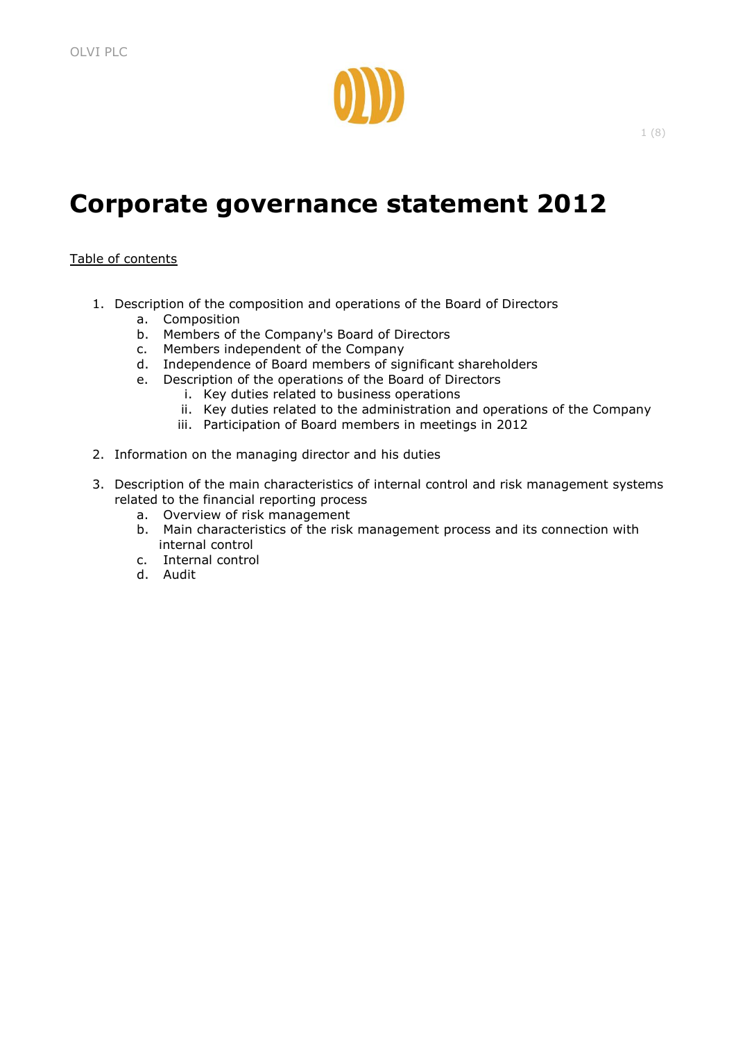# Corporate governance statement 2012

Table of contents

1. Description of the composition and operations of the Board of Directors
    a. Composition
    b. Members of the Company's Board of Directors
    c. Members independent of the Company
    d. Independence of Board members of significant shareholders
    e. Description of the operations of the Board of Directors
        i. Key duties related to business operations
        ii. Key duties related to the administration and operations of the Company
        iii. Participation of Board members in meetings in 2012

2. Information on the managing director and his duties

3. Description of the main characteristics of internal control and risk management systems related to the financial reporting process
    a. Overview of risk management
    b. Main characteristics of the risk management process and its connection with internal control
    c. Internal control
    d. Audit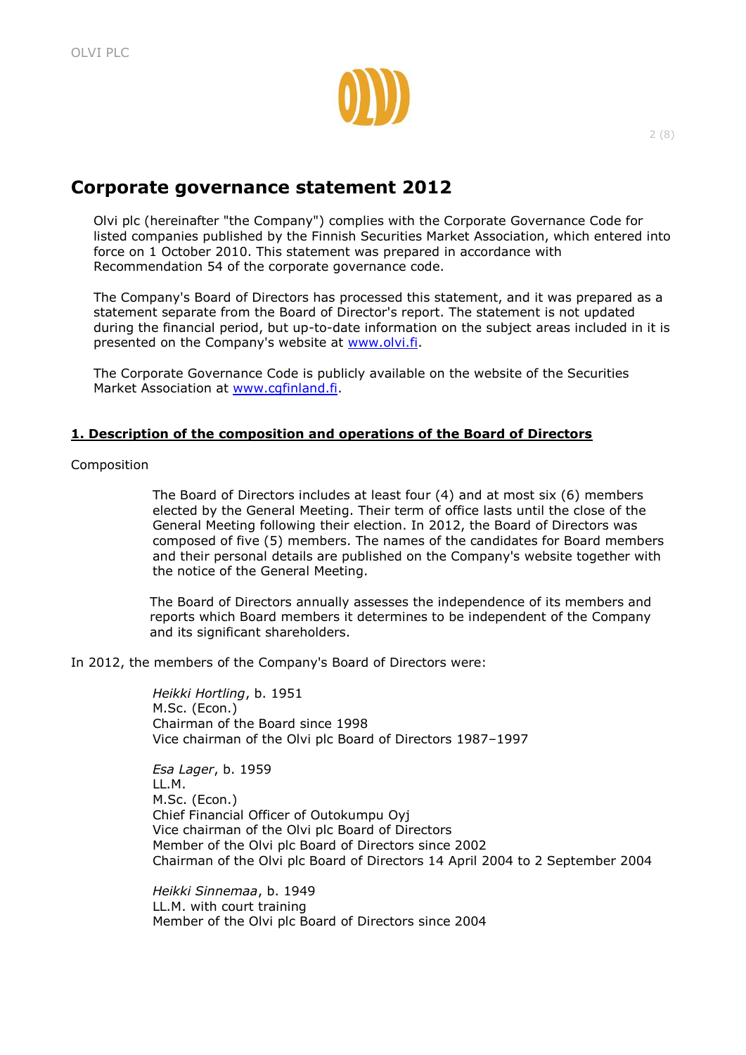# Corporate governance statement 2012

Olvi plc (hereinafter "the Company") complies with the Corporate Governance Code for listed companies published by the Finnish Securities Market Association, which entered into force on 1 October 2010. This statement was prepared in accordance with Recommendation 54 of the corporate governance code.

The Company's Board of Directors has processed this statement, and it was prepared as a statement separate from the Board of Director's report. The statement is not updated during the financial period, but up-to-date information on the subject areas included in it is presented on the Company's website at www.olvi.fi.

The Corporate Governance Code is publicly available on the website of the Securities Market Association at www.cgfinland.fi.

## 1. Description of the composition and operations of the Board of Directors

Composition

The Board of Directors includes at least four (4) and at most six (6) members elected by the General Meeting. Their term of office lasts until the close of the General Meeting following their election. In 2012, the Board of Directors was composed of five (5) members. The names of the candidates for Board members and their personal details are published on the Company's website together with the notice of the General Meeting.

The Board of Directors annually assesses the independence of its members and reports which Board members it determines to be independent of the Company and its significant shareholders.

In 2012, the members of the Company's Board of Directors were:

*Heikki Hortling*, b. 1951
M.Sc. (Econ.)
Chairman of the Board since 1998
Vice chairman of the Olvi plc Board of Directors 1987–1997

*Esa Lager*, b. 1959
LL.M.
M.Sc. (Econ.)
Chief Financial Officer of Outokumpu Oyj
Vice chairman of the Olvi plc Board of Directors
Member of the Olvi plc Board of Directors since 2002
Chairman of the Olvi plc Board of Directors 14 April 2004 to 2 September 2004

*Heikki Sinnemaa*, b. 1949
LL.M. with court training
Member of the Olvi plc Board of Directors since 2004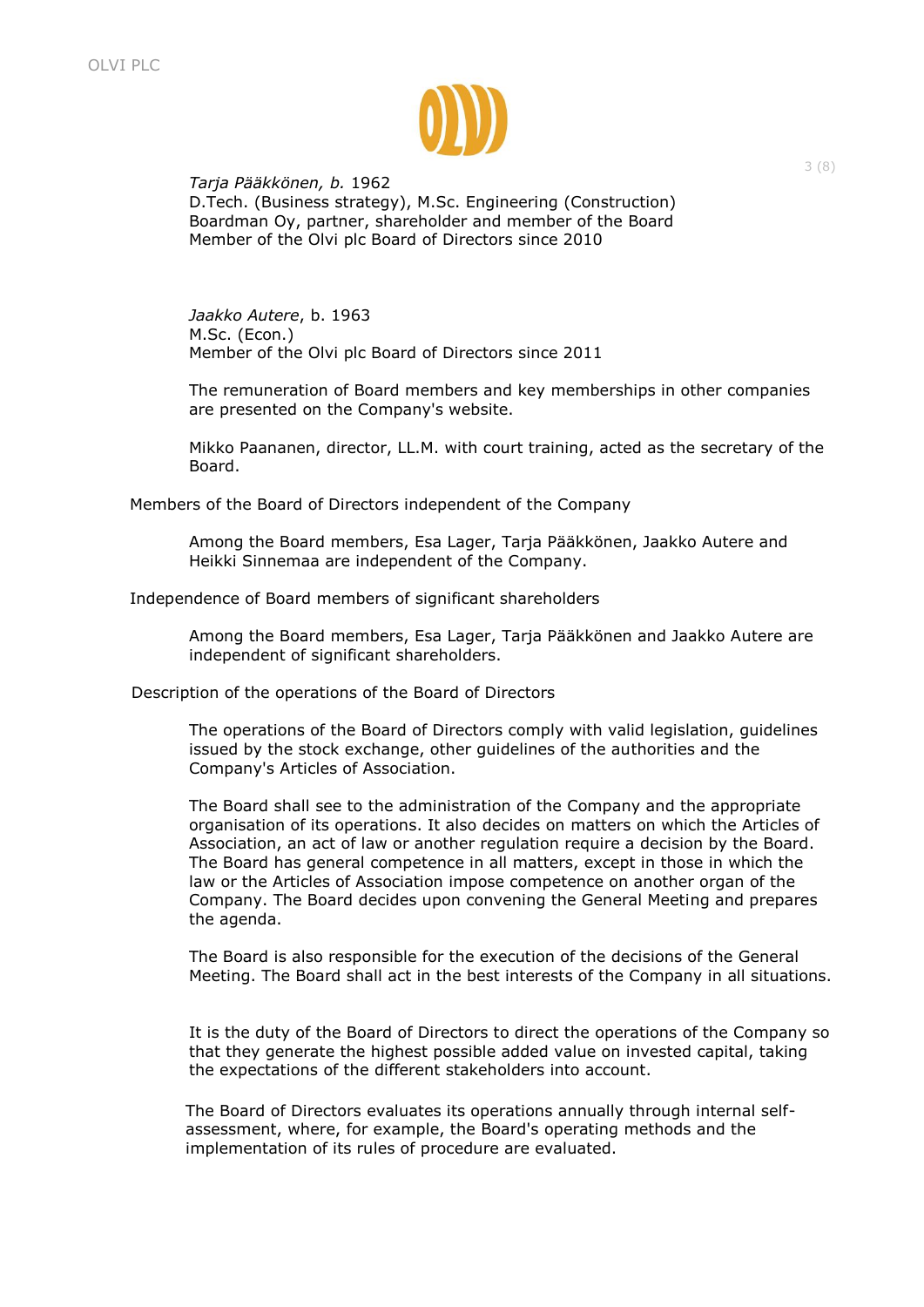*Tarja Pääkkönen, b.* 1962
D.Tech. (Business strategy), M.Sc. Engineering (Construction)
Boardman Oy, partner, shareholder and member of the Board
Member of the Olvi plc Board of Directors since 2010

*Jaakko Autere*, b. 1963
M.Sc. (Econ.)
Member of the Olvi plc Board of Directors since 2011

The remuneration of Board members and key memberships in other companies are presented on the Company's website.

Mikko Paananen, director, LL.M. with court training, acted as the secretary of the Board.

### Members of the Board of Directors independent of the Company

Among the Board members, Esa Lager, Tarja Pääkkönen, Jaakko Autere and Heikki Sinnemaa are independent of the Company.

### Independence of Board members of significant shareholders

Among the Board members, Esa Lager, Tarja Pääkkönen and Jaakko Autere are independent of significant shareholders.

### Description of the operations of the Board of Directors

The operations of the Board of Directors comply with valid legislation, guidelines issued by the stock exchange, other guidelines of the authorities and the Company's Articles of Association.

The Board shall see to the administration of the Company and the appropriate organisation of its operations. It also decides on matters on which the Articles of Association, an act of law or another regulation require a decision by the Board. The Board has general competence in all matters, except in those in which the law or the Articles of Association impose competence on another organ of the Company. The Board decides upon convening the General Meeting and prepares the agenda.

The Board is also responsible for the execution of the decisions of the General Meeting. The Board shall act in the best interests of the Company in all situations.

It is the duty of the Board of Directors to direct the operations of the Company so that they generate the highest possible added value on invested capital, taking the expectations of the different stakeholders into account.

The Board of Directors evaluates its operations annually through internal self-assessment, where, for example, the Board's operating methods and the implementation of its rules of procedure are evaluated.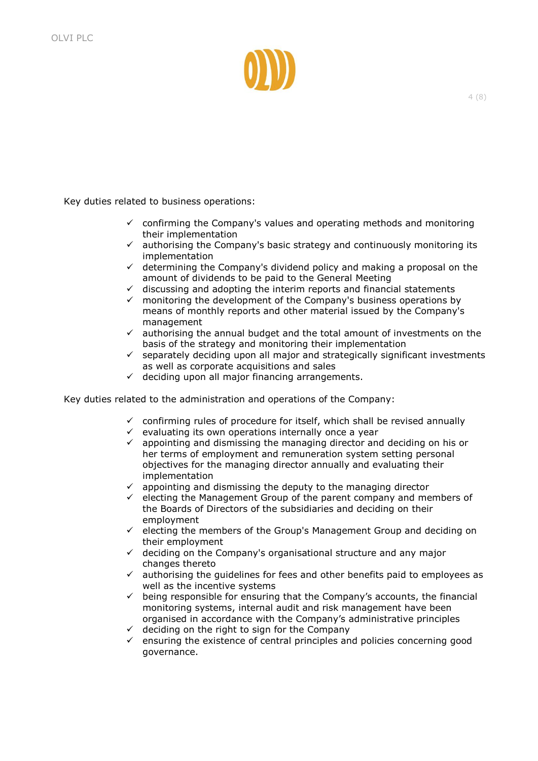Key duties related to business operations:

- ✓ confirming the Company's values and operating methods and monitoring their implementation
- ✓ authorising the Company's basic strategy and continuously monitoring its implementation
- ✓ determining the Company's dividend policy and making a proposal on the amount of dividends to be paid to the General Meeting
- ✓ discussing and adopting the interim reports and financial statements
- ✓ monitoring the development of the Company's business operations by means of monthly reports and other material issued by the Company's management
- ✓ authorising the annual budget and the total amount of investments on the basis of the strategy and monitoring their implementation
- ✓ separately deciding upon all major and strategically significant investments as well as corporate acquisitions and sales
- ✓ deciding upon all major financing arrangements.

Key duties related to the administration and operations of the Company:

- ✓ confirming rules of procedure for itself, which shall be revised annually
- ✓ evaluating its own operations internally once a year
- ✓ appointing and dismissing the managing director and deciding on his or her terms of employment and remuneration system setting personal objectives for the managing director annually and evaluating their implementation
- ✓ appointing and dismissing the deputy to the managing director
- ✓ electing the Management Group of the parent company and members of the Boards of Directors of the subsidiaries and deciding on their employment
- ✓ electing the members of the Group's Management Group and deciding on their employment
- ✓ deciding on the Company's organisational structure and any major changes thereto
- ✓ authorising the guidelines for fees and other benefits paid to employees as well as the incentive systems
- ✓ being responsible for ensuring that the Company's accounts, the financial monitoring systems, internal audit and risk management have been organised in accordance with the Company's administrative principles
- ✓ deciding on the right to sign for the Company
- ✓ ensuring the existence of central principles and policies concerning good governance.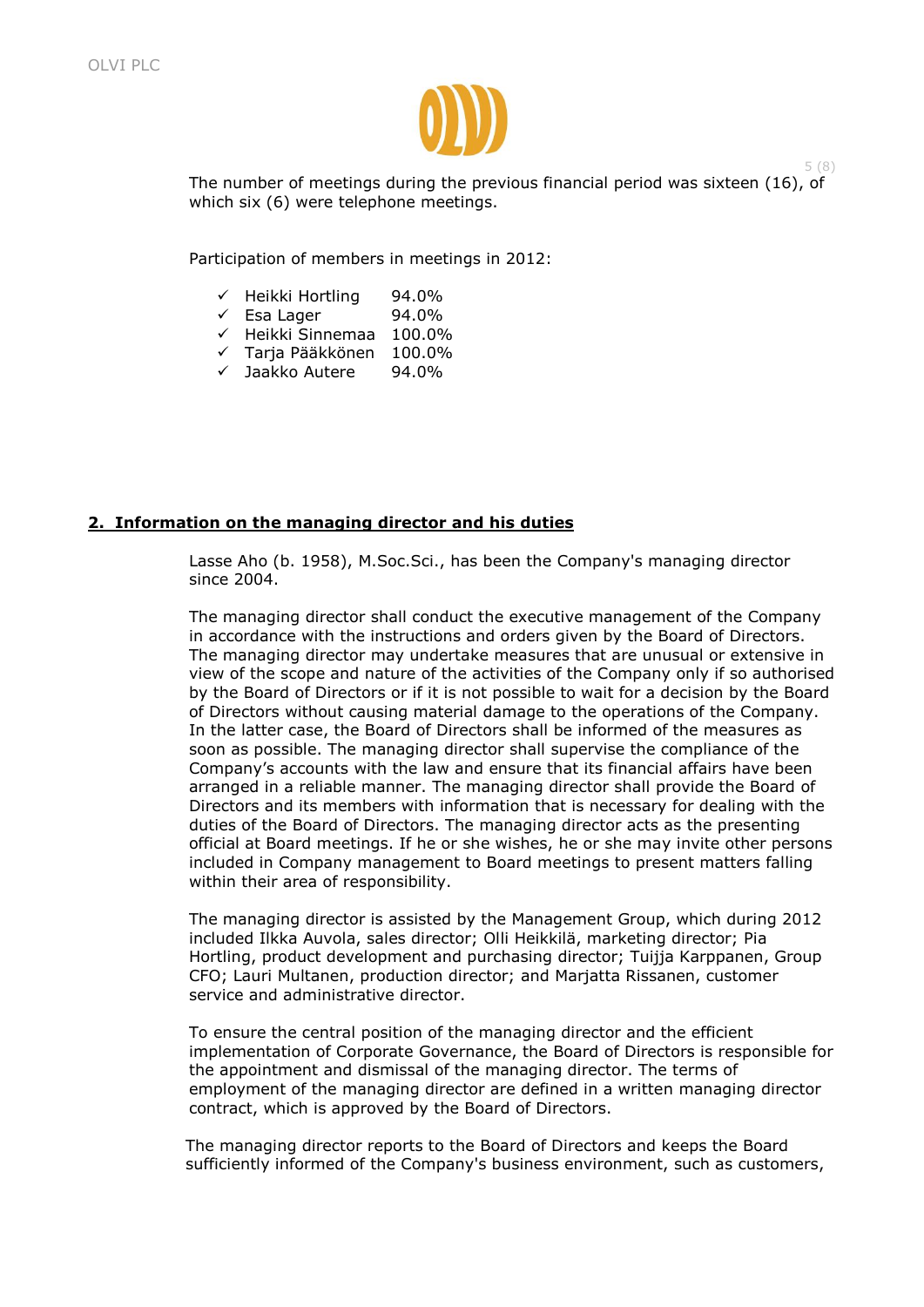The number of meetings during the previous financial period was sixteen (16), of which six (6) were telephone meetings.

Participation of members in meetings in 2012:

- ✓ Heikki Hortling 94.0%
- ✓ Esa Lager 94.0%
- ✓ Heikki Sinnemaa 100.0%
- ✓ Tarja Pääkkönen 100.0%
- ✓ Jaakko Autere 94.0%

## 2. Information on the managing director and his duties

Lasse Aho (b. 1958), M.Soc.Sci., has been the Company's managing director since 2004.

The managing director shall conduct the executive management of the Company in accordance with the instructions and orders given by the Board of Directors. The managing director may undertake measures that are unusual or extensive in view of the scope and nature of the activities of the Company only if so authorised by the Board of Directors or if it is not possible to wait for a decision by the Board of Directors without causing material damage to the operations of the Company. In the latter case, the Board of Directors shall be informed of the measures as soon as possible. The managing director shall supervise the compliance of the Company's accounts with the law and ensure that its financial affairs have been arranged in a reliable manner. The managing director shall provide the Board of Directors and its members with information that is necessary for dealing with the duties of the Board of Directors. The managing director acts as the presenting official at Board meetings. If he or she wishes, he or she may invite other persons included in Company management to Board meetings to present matters falling within their area of responsibility.

The managing director is assisted by the Management Group, which during 2012 included Ilkka Auvola, sales director; Olli Heikkilä, marketing director; Pia Hortling, product development and purchasing director; Tuijja Karppanen, Group CFO; Lauri Multanen, production director; and Marjatta Rissanen, customer service and administrative director.

To ensure the central position of the managing director and the efficient implementation of Corporate Governance, the Board of Directors is responsible for the appointment and dismissal of the managing director. The terms of employment of the managing director are defined in a written managing director contract, which is approved by the Board of Directors.

The managing director reports to the Board of Directors and keeps the Board sufficiently informed of the Company's business environment, such as customers,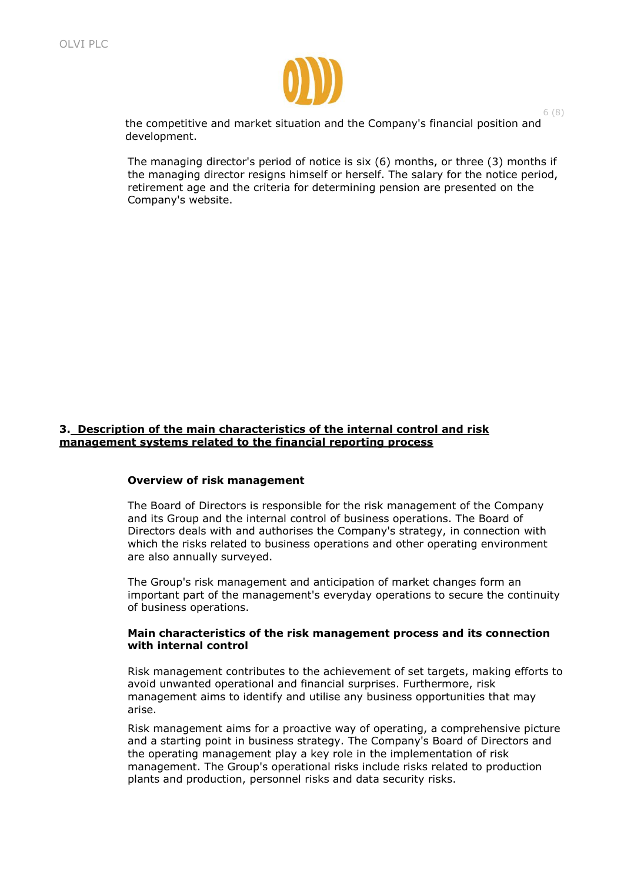the competitive and market situation and the Company's financial position and development.

The managing director's period of notice is six (6) months, or three (3) months if the managing director resigns himself or herself. The salary for the notice period, retirement age and the criteria for determining pension are presented on the Company's website.

## 3. Description of the main characteristics of the internal control and risk management systems related to the financial reporting process

### Overview of risk management

The Board of Directors is responsible for the risk management of the Company and its Group and the internal control of business operations. The Board of Directors deals with and authorises the Company's strategy, in connection with which the risks related to business operations and other operating environment are also annually surveyed.

The Group's risk management and anticipation of market changes form an important part of the management's everyday operations to secure the continuity of business operations.

### Main characteristics of the risk management process and its connection with internal control

Risk management contributes to the achievement of set targets, making efforts to avoid unwanted operational and financial surprises. Furthermore, risk management aims to identify and utilise any business opportunities that may arise.

Risk management aims for a proactive way of operating, a comprehensive picture and a starting point in business strategy. The Company's Board of Directors and the operating management play a key role in the implementation of risk management. The Group's operational risks include risks related to production plants and production, personnel risks and data security risks.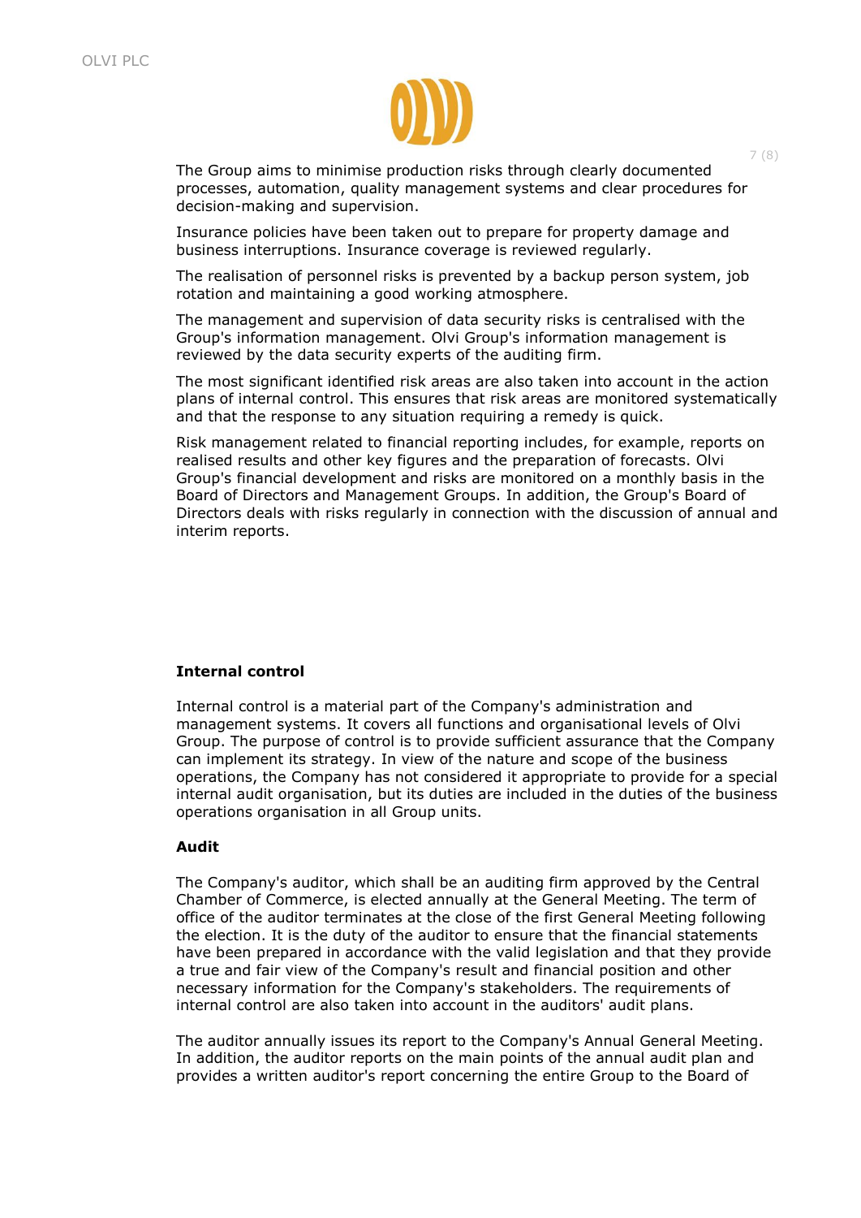The Group aims to minimise production risks through clearly documented processes, automation, quality management systems and clear procedures for decision-making and supervision.

Insurance policies have been taken out to prepare for property damage and business interruptions. Insurance coverage is reviewed regularly.

The realisation of personnel risks is prevented by a backup person system, job rotation and maintaining a good working atmosphere.

The management and supervision of data security risks is centralised with the Group's information management. Olvi Group's information management is reviewed by the data security experts of the auditing firm.

The most significant identified risk areas are also taken into account in the action plans of internal control. This ensures that risk areas are monitored systematically and that the response to any situation requiring a remedy is quick.

Risk management related to financial reporting includes, for example, reports on realised results and other key figures and the preparation of forecasts. Olvi Group's financial development and risks are monitored on a monthly basis in the Board of Directors and Management Groups. In addition, the Group's Board of Directors deals with risks regularly in connection with the discussion of annual and interim reports.

**Internal control**

Internal control is a material part of the Company's administration and management systems. It covers all functions and organisational levels of Olvi Group. The purpose of control is to provide sufficient assurance that the Company can implement its strategy. In view of the nature and scope of the business operations, the Company has not considered it appropriate to provide for a special internal audit organisation, but its duties are included in the duties of the business operations organisation in all Group units.

**Audit**

The Company's auditor, which shall be an auditing firm approved by the Central Chamber of Commerce, is elected annually at the General Meeting. The term of office of the auditor terminates at the close of the first General Meeting following the election. It is the duty of the auditor to ensure that the financial statements have been prepared in accordance with the valid legislation and that they provide a true and fair view of the Company's result and financial position and other necessary information for the Company's stakeholders. The requirements of internal control are also taken into account in the auditors' audit plans.

The auditor annually issues its report to the Company's Annual General Meeting. In addition, the auditor reports on the main points of the annual audit plan and provides a written auditor's report concerning the entire Group to the Board of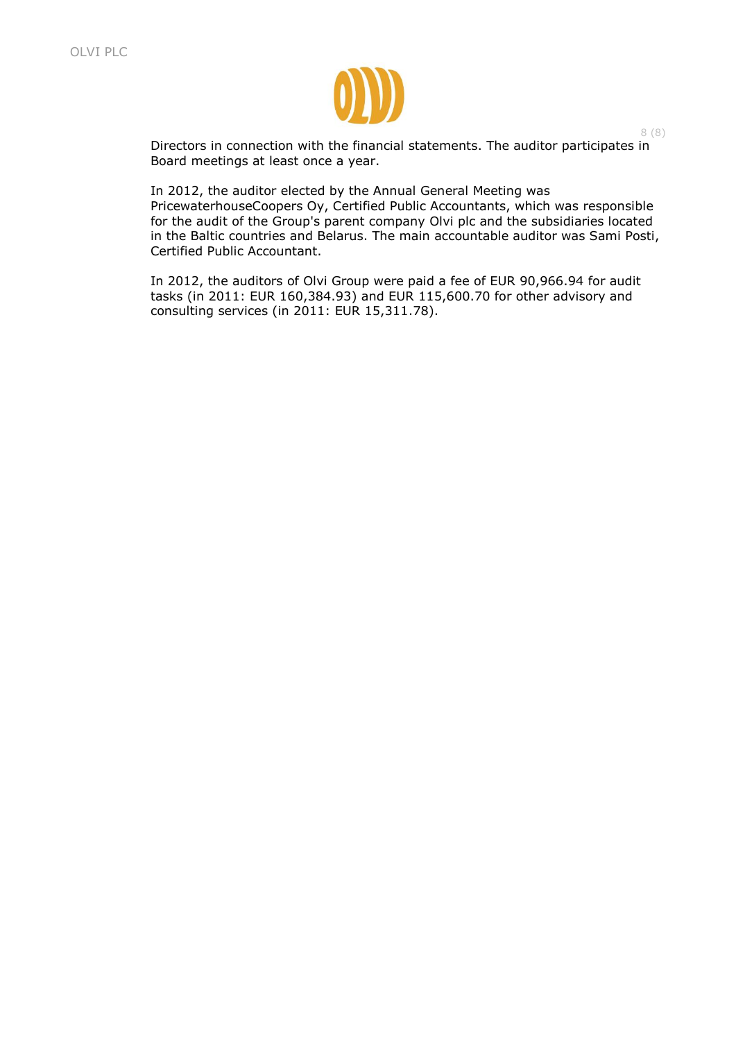Directors in connection with the financial statements. The auditor participates in Board meetings at least once a year.

In 2012, the auditor elected by the Annual General Meeting was PricewaterhouseCoopers Oy, Certified Public Accountants, which was responsible for the audit of the Group's parent company Olvi plc and the subsidiaries located in the Baltic countries and Belarus. The main accountable auditor was Sami Posti, Certified Public Accountant.

In 2012, the auditors of Olvi Group were paid a fee of EUR 90,966.94 for audit tasks (in 2011: EUR 160,384.93) and EUR 115,600.70 for other advisory and consulting services (in 2011: EUR 15,311.78).